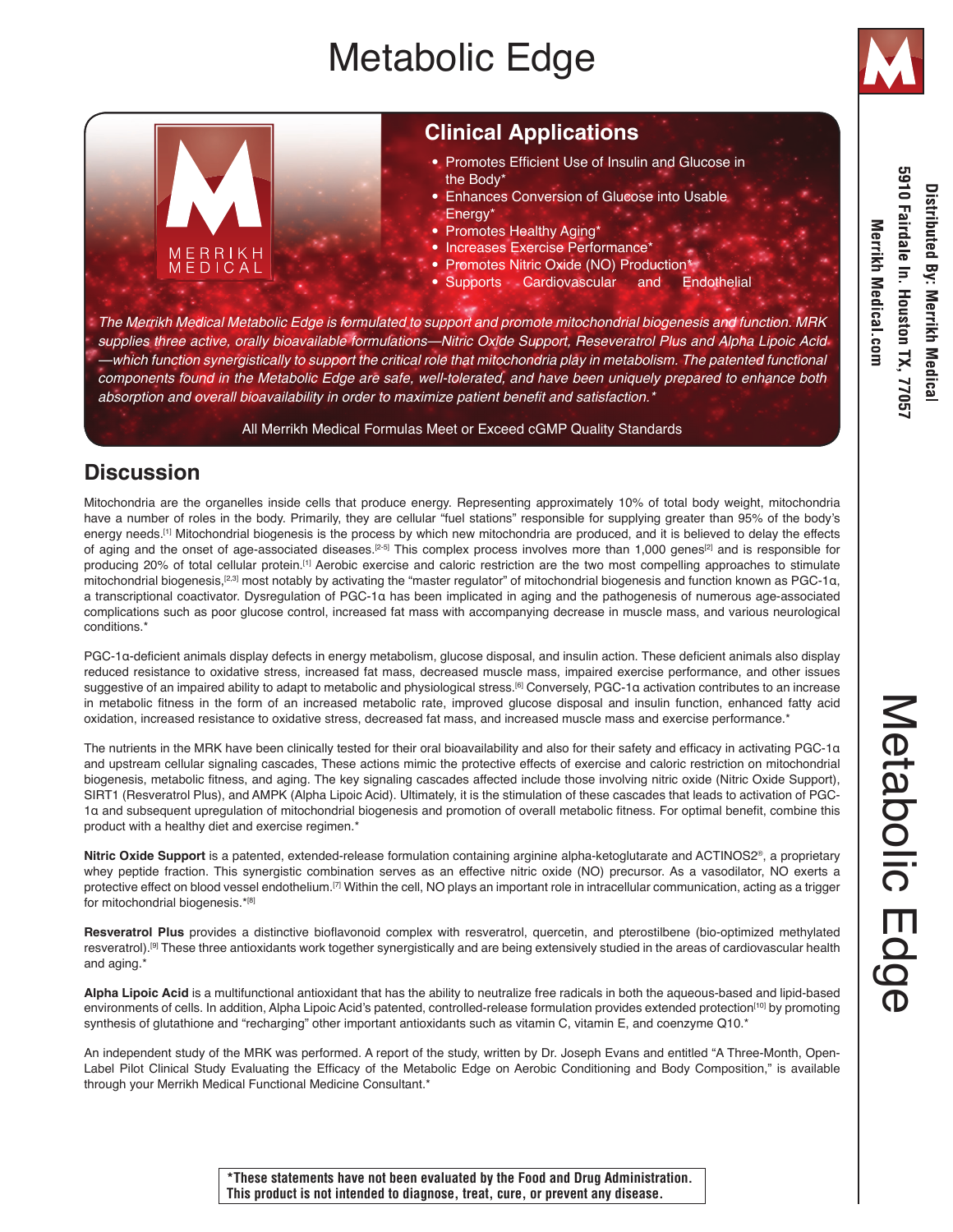# Metabolic Edge

MERRIKH MEDICAL

## Clinical Applications

- Promotes Efficient Use of Insulin and Glucose in the Body*
- Enhances Conversion of Glucose into Usable Energy*
- Promotes Healthy Aging*
- Increases Exercise Performance*
- Promotes Nitric Oxide (NO) Production*
- Supports Cardiovascular and Endothelial

*The Merrikh Medical Metabolic Edge is formulated to support and promote mitochondrial biogenesis and function. MRK supplies three active, orally bioavailable formulations—Nitric Oxide Support, Reseveratrol Plus and Alpha Lipoic Acid—which function synergistically to support the critical role that mitochondria play in metabolism. The patented functional components found in the Metabolic Edge are safe, well-tolerated, and have been uniquely prepared to enhance both absorption and overall bioavailability in order to maximize patient benefit and satisfaction.**

All Merrikh Medical Formulas Meet or Exceed cGMP Quality Standards

Distributed By: Merrikh Medical
5910 Fairdale ln. Houston TX, 77057
Merrikh Medical.com

## Discussion

Mitochondria are the organelles inside cells that produce energy. Representing approximately 10% of total body weight, mitochondria have a number of roles in the body. Primarily, they are cellular "fuel stations" responsible for supplying greater than 95% of the body's energy needs.[1] Mitochondrial biogenesis is the process by which new mitochondria are produced, and it is believed to delay the effects of aging and the onset of age-associated diseases.[2-5] This complex process involves more than 1,000 genes[2] and is responsible for producing 20% of total cellular protein.[1] Aerobic exercise and caloric restriction are the two most compelling approaches to stimulate mitochondrial biogenesis,[2,3] most notably by activating the "master regulator" of mitochondrial biogenesis and function known as PGC-1α, a transcriptional coactivator. Dysregulation of PGC-1α has been implicated in aging and the pathogenesis of numerous age-associated complications such as poor glucose control, increased fat mass with accompanying decrease in muscle mass, and various neurological conditions.*

PGC-1α-deficient animals display defects in energy metabolism, glucose disposal, and insulin action. These deficient animals also display reduced resistance to oxidative stress, increased fat mass, decreased muscle mass, impaired exercise performance, and other issues suggestive of an impaired ability to adapt to metabolic and physiological stress.[6] Conversely, PGC-1α activation contributes to an increase in metabolic fitness in the form of an increased metabolic rate, improved glucose disposal and insulin function, enhanced fatty acid oxidation, increased resistance to oxidative stress, decreased fat mass, and increased muscle mass and exercise performance.*

The nutrients in the MRK have been clinically tested for their oral bioavailability and also for their safety and efficacy in activating PGC-1α and upstream cellular signaling cascades, These actions mimic the protective effects of exercise and caloric restriction on mitochondrial biogenesis, metabolic fitness, and aging. The key signaling cascades affected include those involving nitric oxide (Nitric Oxide Support), SIRT1 (Resveratrol Plus), and AMPK (Alpha Lipoic Acid). Ultimately, it is the stimulation of these cascades that leads to activation of PGC-1α and subsequent upregulation of mitochondrial biogenesis and promotion of overall metabolic fitness. For optimal benefit, combine this product with a healthy diet and exercise regimen.*

**Nitric Oxide Support** is a patented, extended-release formulation containing arginine alpha-ketoglutarate and ACTINOS2®, a proprietary whey peptide fraction. This synergistic combination serves as an effective nitric oxide (NO) precursor. As a vasodilator, NO exerts a protective effect on blood vessel endothelium.[7] Within the cell, NO plays an important role in intracellular communication, acting as a trigger for mitochondrial biogenesis.*[8]

**Resveratrol Plus** provides a distinctive bioflavonoid complex with resveratrol, quercetin, and pterostilbene (bio-optimized methylated resveratrol).[9] These three antioxidants work together synergistically and are being extensively studied in the areas of cardiovascular health and aging.*

**Alpha Lipoic Acid** is a multifunctional antioxidant that has the ability to neutralize free radicals in both the aqueous-based and lipid-based environments of cells. In addition, Alpha Lipoic Acid's patented, controlled-release formulation provides extended protection[10] by promoting synthesis of glutathione and "recharging" other important antioxidants such as vitamin C, vitamin E, and coenzyme Q10.*

An independent study of the MRK was performed. A report of the study, written by Dr. Joseph Evans and entitled "A Three-Month, Open-Label Pilot Clinical Study Evaluating the Efficacy of the Metabolic Edge on Aerobic Conditioning and Body Composition," is available through your Merrikh Medical Functional Medicine Consultant.*

**\*These statements have not been evaluated by the Food and Drug Administration. This product is not intended to diagnose, treat, cure, or prevent any disease.**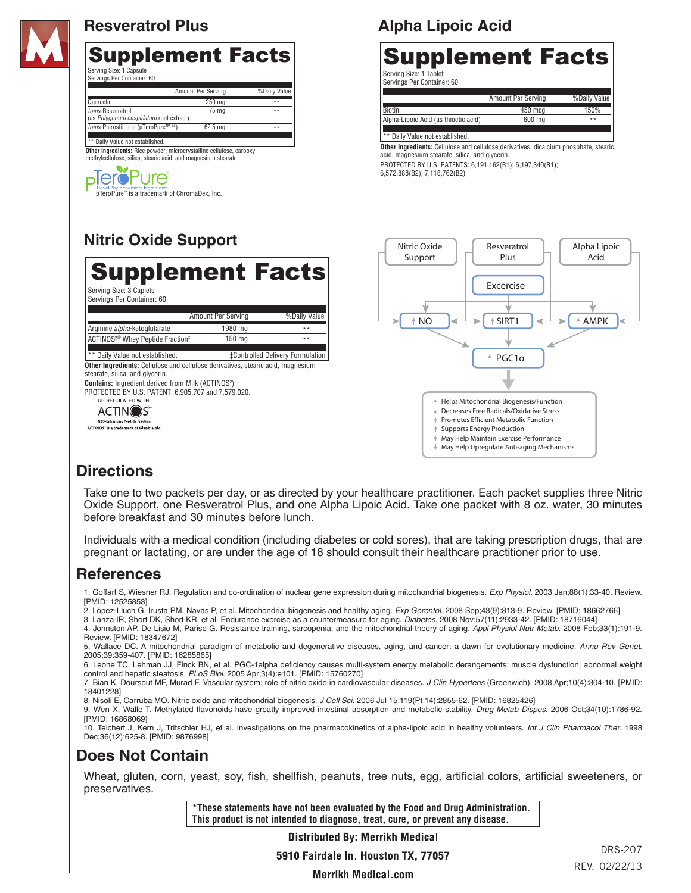## Resveratrol Plus

**Supplement Facts**

Serving Size: 1 Capsule
Servings Per Container: 60

| | Amount Per Serving | %Daily Value |
|---|---|---|
| Quercetin | 250 mg | ** |
| *trans*-Resveratrol (as *Polygonum cuspidatum* root extract) | 75 mg | ** |
| *trans*-Pterostilbene (pTeroPure™ ‡‡) | 62.5 mg | ** |

** Daily Value not established.

**Other Ingredients:** Rice powder, microcrystalline cellulose, carboxy methylcellulose, silica, stearic acid, and magnesium stearate.

pTeroPure
Novel Phytochemical Ingredients
pTeroPure™ is a trademark of ChromaDex, Inc.

## Alpha Lipoic Acid

**Supplement Facts**

Serving Size: 1 Tablet
Servings Per Container: 60

| | Amount Per Serving | %Daily Value |
|---|---|---|
| Biotin | 450 mcg | 150% |
| Alpha-Lipoic Acid (as thioctic acid) | 600 mg | ** |

** Daily Value not established.

**Other Ingredients:** Cellulose and cellulose derivatives, dicalcium phosphate, stearic acid, magnesium stearate, silica, and glycerin.

PROTECTED BY U.S. PATENTS: 6,191,162(B1); 6,197,340(B1); 6,572,888(B2); 7,118,762(B2)

## Nitric Oxide Support

**Supplement Facts**

Serving Size: 3 Caplets
Servings Per Container: 60

| | Amount Per Serving | %Daily Value |
|---|---|---|
| Arginine *alpha*-ketoglutarate | 1980 mg | ** |
| ACTINOS2® Whey Peptide Fraction‡ | 150 mg | ** |

** Daily Value not established. ‡Controlled Delivery Formulation

**Other Ingredients:** Cellulose and cellulose derivatives, stearic acid, magnesium stearate, silica, and glycerin.

**Contains:** Ingredient derived from Milk (ACTINOS2)

PROTECTED BY U.S. PATENT: 6,905,707 and 7,579,020.

UP-REGULATED WITH:
ACTINOS2
NOS-Enhancing Peptide Fraction
ACTINOS2 is a trademark of Glanbia plc.

Nitric Oxide Support
Resveratrol Plus
Alpha Lipoic Acid
Excercise
↑ NO
↑ SIRT1
↑ AMPK
↑ PGC1α

↑ Helps Mitochondrial Biogenesis/Function
↓ Decreases Free Radicals/Oxidative Stress
↑ Promotes Efficient Metabolic Function
↑ Supports Energy Production
↑ May Help Maintain Exercise Performance
↓ May Help Upregulate Anti-aging Mechanisms

## Directions

Take one to two packets per day, or as directed by your healthcare practitioner. Each packet supplies three Nitric Oxide Support, one Resveratrol Plus, and one Alpha Lipoic Acid. Take one packet with 8 oz. water, 30 minutes before breakfast and 30 minutes before lunch.

Individuals with a medical condition (including diabetes or cold sores), that are taking prescription drugs, that are pregnant or lactating, or are under the age of 18 should consult their healthcare practitioner prior to use.

## References

1. Goffart S, Wiesner RJ. Regulation and co-ordination of nuclear gene expression during mitochondrial biogenesis. *Exp Physiol.* 2003 Jan;88(1):33-40. Review. [PMID: 12525853]
2. López-Lluch G, Irusta PM, Navas P, et al. Mitochondrial biogenesis and healthy aging. *Exp Gerontol.* 2008 Sep;43(9):813-9. Review. [PMID: 18662766]
3. Lanza IR, Short DK, Short KR, et al. Endurance exercise as a countermeasure for aging. *Diabetes.* 2008 Nov;57(11):2933-42. [PMID: 18716044]
4. Johnston AP, De Lisio M, Parise G. Resistance training, sarcopenia, and the mitochondrial theory of aging. *Appl Physiol Nutr Metab.* 2008 Feb;33(1):191-9. Review. [PMID: 18347672]
5. Wallace DC. A mitochondrial paradigm of metabolic and degenerative diseases, aging, and cancer: a dawn for evolutionary medicine. *Annu Rev Genet.* 2005;39:359-407. [PMID: 16285865]
6. Leone TC, Lehman JJ, Finck BN, et al. PGC-1alpha deficiency causes multi-system energy metabolic derangements: muscle dysfunction, abnormal weight control and hepatic steatosis. *PLoS Biol.* 2005 Apr;3(4):e101. [PMID: 15760270]
7. Bian K, Doursout MF, Murad F. Vascular system: role of nitric oxide in cardiovascular diseases. *J Clin Hypertens* (Greenwich). 2008 Apr;10(4):304-10. [PMID: 18401228]
8. Nisoli E, Carruba MO. Nitric oxide and mitochondrial biogenesis. *J Cell Sci.* 2006 Jul 15;119(Pt 14):2855-62. [PMID: 16825426]
9. Wen X, Walle T. Methylated flavonoids have greatly improved intestinal absorption and metabolic stability. *Drug Metab Dispos.* 2006 Oct;34(10):1786-92. [PMID: 16868069]
10. Teichert J, Kern J, Tritschler HJ, et al. Investigations on the pharmacokinetics of alpha-lipoic acid in healthy volunteers. *Int J Clin Pharmacol Ther.* 1998 Dec;36(12):625-8. [PMID: 9876998]

## Does Not Contain

Wheat, gluten, corn, yeast, soy, fish, shellfish, peanuts, tree nuts, egg, artificial colors, artificial sweeteners, or preservatives.

**\*These statements have not been evaluated by the Food and Drug Administration. This product is not intended to diagnose, treat, cure, or prevent any disease.**

**Distributed By: Merrikh Medical**
**5910 Fairdale ln. Houston TX, 77057**
**Merrikh Medical.com**

DRS-207
REV. 02/22/13